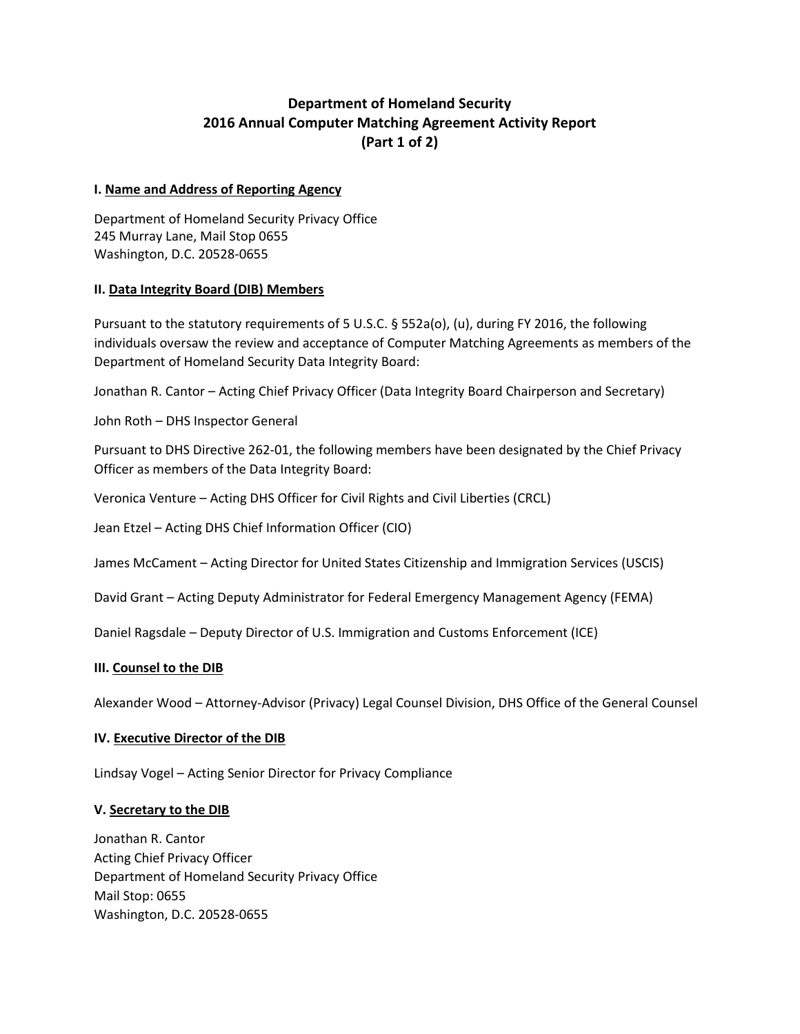# Department of Homeland Security
# 2016 Annual Computer Matching Agreement Activity Report
# (Part 1 of 2)

## I. Name and Address of Reporting Agency

Department of Homeland Security Privacy Office
245 Murray Lane, Mail Stop 0655
Washington, D.C. 20528-0655

## II. Data Integrity Board (DIB) Members

Pursuant to the statutory requirements of 5 U.S.C. § 552a(o), (u), during FY 2016, the following individuals oversaw the review and acceptance of Computer Matching Agreements as members of the Department of Homeland Security Data Integrity Board:

Jonathan R. Cantor – Acting Chief Privacy Officer (Data Integrity Board Chairperson and Secretary)

John Roth – DHS Inspector General

Pursuant to DHS Directive 262-01, the following members have been designated by the Chief Privacy Officer as members of the Data Integrity Board:

Veronica Venture – Acting DHS Officer for Civil Rights and Civil Liberties (CRCL)

Jean Etzel – Acting DHS Chief Information Officer (CIO)

James McCament – Acting Director for United States Citizenship and Immigration Services (USCIS)

David Grant – Acting Deputy Administrator for Federal Emergency Management Agency (FEMA)

Daniel Ragsdale – Deputy Director of U.S. Immigration and Customs Enforcement (ICE)

## III. Counsel to the DIB

Alexander Wood – Attorney-Advisor (Privacy) Legal Counsel Division, DHS Office of the General Counsel

## IV. Executive Director of the DIB

Lindsay Vogel – Acting Senior Director for Privacy Compliance

## V. Secretary to the DIB

Jonathan R. Cantor
Acting Chief Privacy Officer
Department of Homeland Security Privacy Office
Mail Stop: 0655
Washington, D.C. 20528-0655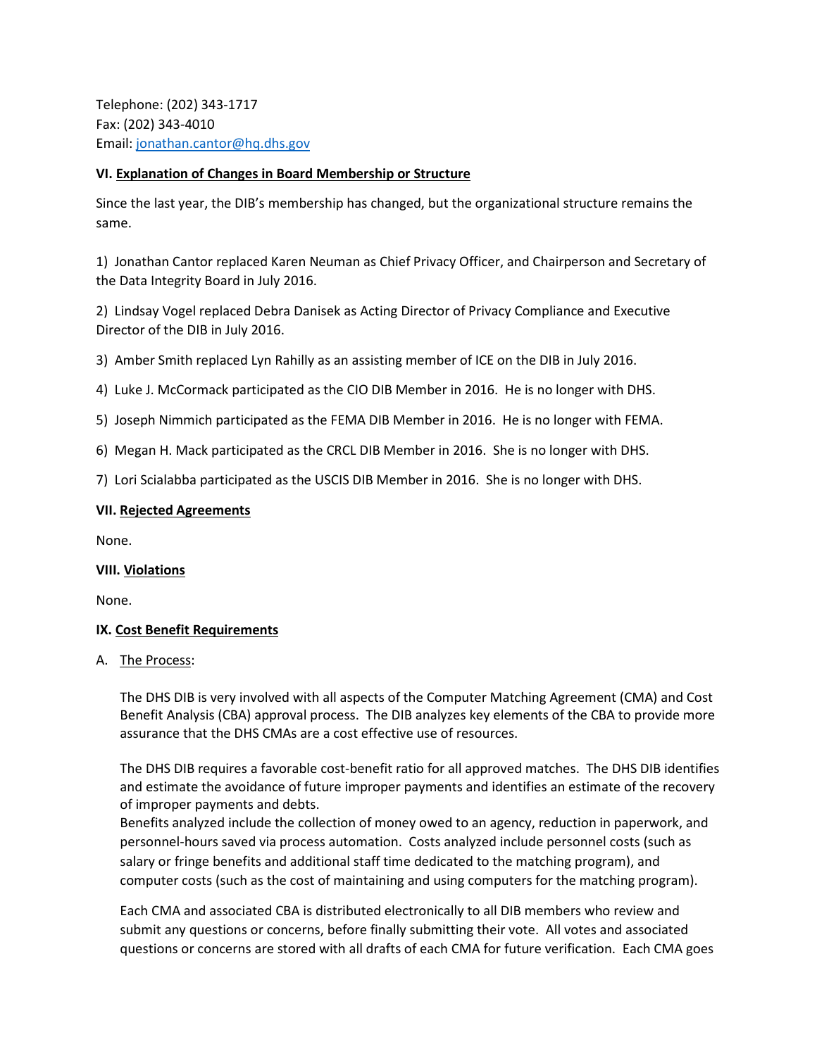Telephone: (202) 343-1717
Fax: (202) 343-4010
Email: jonathan.cantor@hq.dhs.gov

**VI. Explanation of Changes in Board Membership or Structure**

Since the last year, the DIB's membership has changed, but the organizational structure remains the same.

1) Jonathan Cantor replaced Karen Neuman as Chief Privacy Officer, and Chairperson and Secretary of the Data Integrity Board in July 2016.

2) Lindsay Vogel replaced Debra Danisek as Acting Director of Privacy Compliance and Executive Director of the DIB in July 2016.

3) Amber Smith replaced Lyn Rahilly as an assisting member of ICE on the DIB in July 2016.

4) Luke J. McCormack participated as the CIO DIB Member in 2016. He is no longer with DHS.

5) Joseph Nimmich participated as the FEMA DIB Member in 2016. He is no longer with FEMA.

6) Megan H. Mack participated as the CRCL DIB Member in 2016. She is no longer with DHS.

7) Lori Scialabba participated as the USCIS DIB Member in 2016. She is no longer with DHS.

**VII. Rejected Agreements**

None.

**VIII. Violations**

None.

**IX. Cost Benefit Requirements**

A. The Process:

The DHS DIB is very involved with all aspects of the Computer Matching Agreement (CMA) and Cost Benefit Analysis (CBA) approval process. The DIB analyzes key elements of the CBA to provide more assurance that the DHS CMAs are a cost effective use of resources.

The DHS DIB requires a favorable cost-benefit ratio for all approved matches. The DHS DIB identifies and estimate the avoidance of future improper payments and identifies an estimate of the recovery of improper payments and debts.
Benefits analyzed include the collection of money owed to an agency, reduction in paperwork, and personnel-hours saved via process automation. Costs analyzed include personnel costs (such as salary or fringe benefits and additional staff time dedicated to the matching program), and computer costs (such as the cost of maintaining and using computers for the matching program).

Each CMA and associated CBA is distributed electronically to all DIB members who review and submit any questions or concerns, before finally submitting their vote. All votes and associated questions or concerns are stored with all drafts of each CMA for future verification. Each CMA goes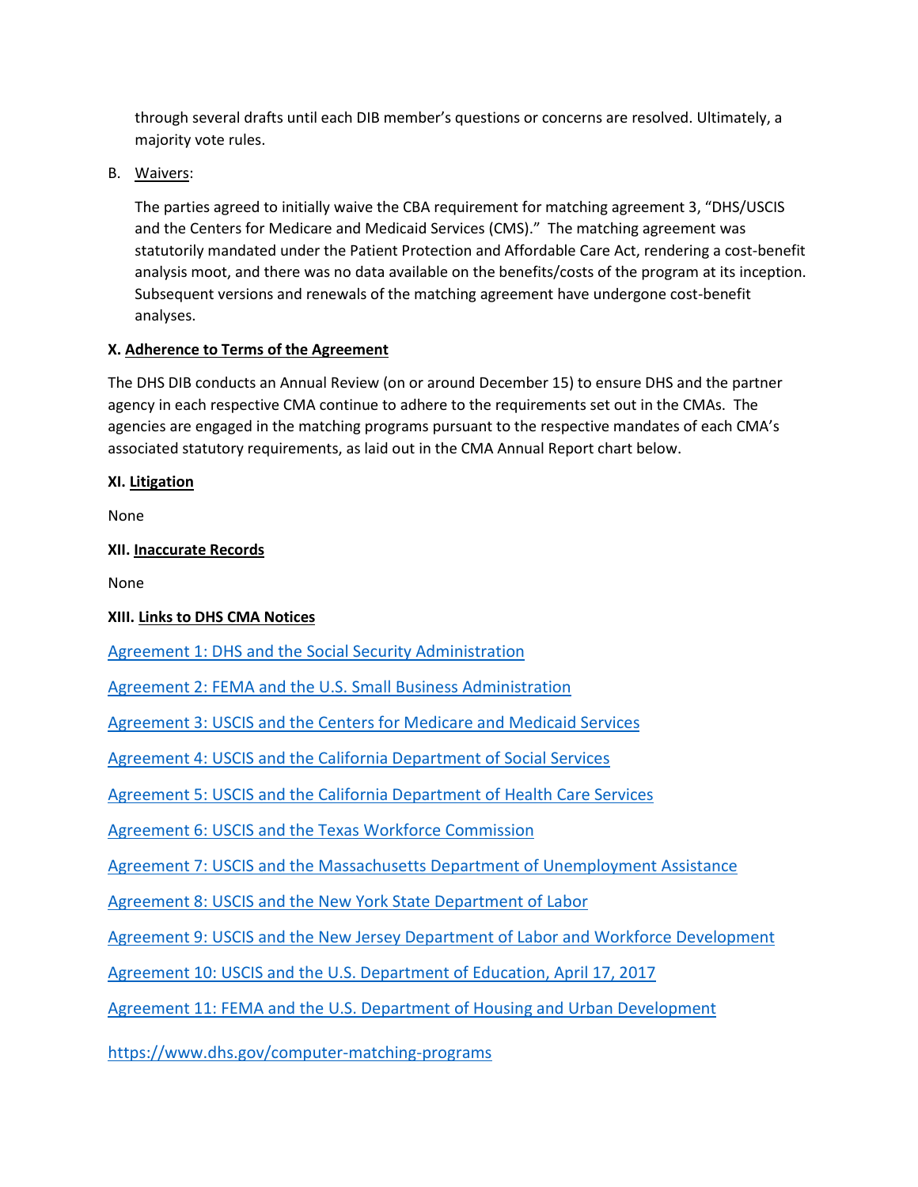through several drafts until each DIB member's questions or concerns are resolved. Ultimately, a majority vote rules.

B. Waivers:

The parties agreed to initially waive the CBA requirement for matching agreement 3, "DHS/USCIS and the Centers for Medicare and Medicaid Services (CMS)." The matching agreement was statutorily mandated under the Patient Protection and Affordable Care Act, rendering a cost-benefit analysis moot, and there was no data available on the benefits/costs of the program at its inception. Subsequent versions and renewals of the matching agreement have undergone cost-benefit analyses.

**X. Adherence to Terms of the Agreement**

The DHS DIB conducts an Annual Review (on or around December 15) to ensure DHS and the partner agency in each respective CMA continue to adhere to the requirements set out in the CMAs. The agencies are engaged in the matching programs pursuant to the respective mandates of each CMA's associated statutory requirements, as laid out in the CMA Annual Report chart below.

**XI. Litigation**

None

**XII. Inaccurate Records**

None

**XIII. Links to DHS CMA Notices**

Agreement 1: DHS and the Social Security Administration

Agreement 2: FEMA and the U.S. Small Business Administration

Agreement 3: USCIS and the Centers for Medicare and Medicaid Services

Agreement 4: USCIS and the California Department of Social Services

Agreement 5: USCIS and the California Department of Health Care Services

Agreement 6: USCIS and the Texas Workforce Commission

Agreement 7: USCIS and the Massachusetts Department of Unemployment Assistance

Agreement 8: USCIS and the New York State Department of Labor

Agreement 9: USCIS and the New Jersey Department of Labor and Workforce Development

Agreement 10: USCIS and the U.S. Department of Education, April 17, 2017

Agreement 11: FEMA and the U.S. Department of Housing and Urban Development

https://www.dhs.gov/computer-matching-programs